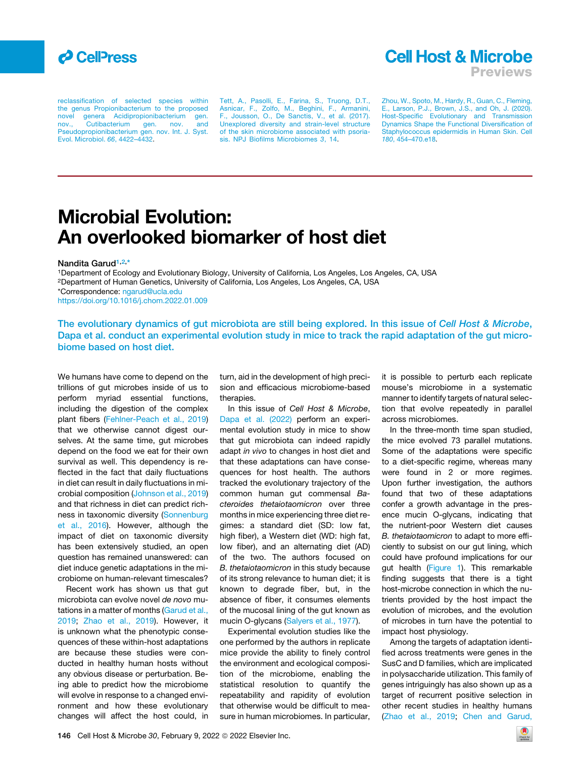reclassification of selected species within the genus Propionibacterium to the proposed novel genera Acidipropionibacterium gen. nov., Cutibacterium gen. nov. and Pseudopropionibacterium gen. nov. Int. J. Syst. Evol. Microbiol. *66*, 4422–4432.

Tett, A., Pasolli, E., Farina, S., Truong, D.T., Asnicar, F., Zolfo, M., Beghini, F., Armanini, F., Jousson, O., De Sanctis, V., et al. (2017). Unexplored diversity and strain-level structure of the skin microbiome associated with psoriasis. NPJ Biofilms Microbiomes *3*, 14.

Zhou, W., Spoto, M., Hardy, R., Guan, C., Fleming, E., Larson, P.J., Brown, J.S., and Oh, J. (2020). Host-Specific Evolutionary and Transmission Dynamics Shape the Functional Diversification of Staphylococcus epidermidis in Human Skin. Cell *180*, 454–470.e18.

# Microbial Evolution: An overlooked biomarker of host diet

**Nandita Garud**[1,2,*]

[1]Department of Ecology and Evolutionary Biology, University of California, Los Angeles, Los Angeles, CA, USA
[2]Department of Human Genetics, University of California, Los Angeles, Los Angeles, CA, USA
*Correspondence: ngarud@ucla.edu
https://doi.org/10.1016/j.chom.2022.01.009

**The evolutionary dynamics of gut microbiota are still being explored. In this issue of *Cell Host & Microbe*, Dapa et al. conduct an experimental evolution study in mice to track the rapid adaptation of the gut microbiome based on host diet.**

We humans have come to depend on the trillions of gut microbes inside of us to perform myriad essential functions, including the digestion of the complex plant fibers (Fehlner-Peach et al., 2019) that we otherwise cannot digest ourselves. At the same time, gut microbes depend on the food we eat for their own survival as well. This dependency is reflected in the fact that daily fluctuations in diet can result in daily fluctuations in microbial composition (Johnson et al., 2019) and that richness in diet can predict richness in taxonomic diversity (Sonnenburg et al., 2016). However, although the impact of diet on taxonomic diversity has been extensively studied, an open question has remained unanswered: can diet induce genetic adaptations in the microbiome on human-relevant timescales?

Recent work has shown us that gut microbiota can evolve novel *de novo* mutations in a matter of months (Garud et al., 2019; Zhao et al., 2019). However, it is unknown what the phenotypic consequences of these within-host adaptations are because these studies were conducted in healthy human hosts without any obvious disease or perturbation. Being able to predict how the microbiome will evolve in response to a changed environment and how these evolutionary changes will affect the host could, in turn, aid in the development of high precision and efficacious microbiome-based therapies.

In this issue of *Cell Host & Microbe*, Dapa et al. (2022) perform an experimental evolution study in mice to show that gut microbiota can indeed rapidly adapt *in vivo* to changes in host diet and that these adaptations can have consequences for host health. The authors tracked the evolutionary trajectory of the common human gut commensal *Bacteroides thetaiotaomicron* over three months in mice experiencing three diet regimes: a standard diet (SD: low fat, high fiber), a Western diet (WD: high fat, low fiber), and an alternating diet (AD) of the two. The authors focused on *B. thetaiotaomicron* in this study because of its strong relevance to human diet; it is known to degrade fiber, but, in the absence of fiber, it consumes elements of the mucosal lining of the gut known as mucin O-glycans (Salyers et al., 1977).

Experimental evolution studies like the one performed by the authors in replicate mice provide the ability to finely control the environment and ecological composition of the microbiome, enabling the statistical resolution to quantify the repeatability and rapidity of evolution that otherwise would be difficult to measure in human microbiomes. In particular, it is possible to perturb each replicate mouse's microbiome in a systematic manner to identify targets of natural selection that evolve repeatedly in parallel across microbiomes.

In the three-month time span studied, the mice evolved 73 parallel mutations. Some of the adaptations were specific to a diet-specific regime, whereas many were found in 2 or more regimes. Upon further investigation, the authors found that two of these adaptations confer a growth advantage in the presence mucin O-glycans, indicating that the nutrient-poor Western diet causes *B. thetaiotaomicron* to adapt to more efficiently to subsist on our gut lining, which could have profound implications for our gut health (Figure 1). This remarkable finding suggests that there is a tight host-microbe connection in which the nutrients provided by the host impact the evolution of microbes, and the evolution of microbes in turn have the potential to impact host physiology.

Among the targets of adaptation identified across treatments were genes in the SusC and D families, which are implicated in polysaccharide utilization. This family of genes intriguingly has also shown up as a target of recurrent positive selection in other recent studies in healthy humans (Zhao et al., 2019; Chen and Garud,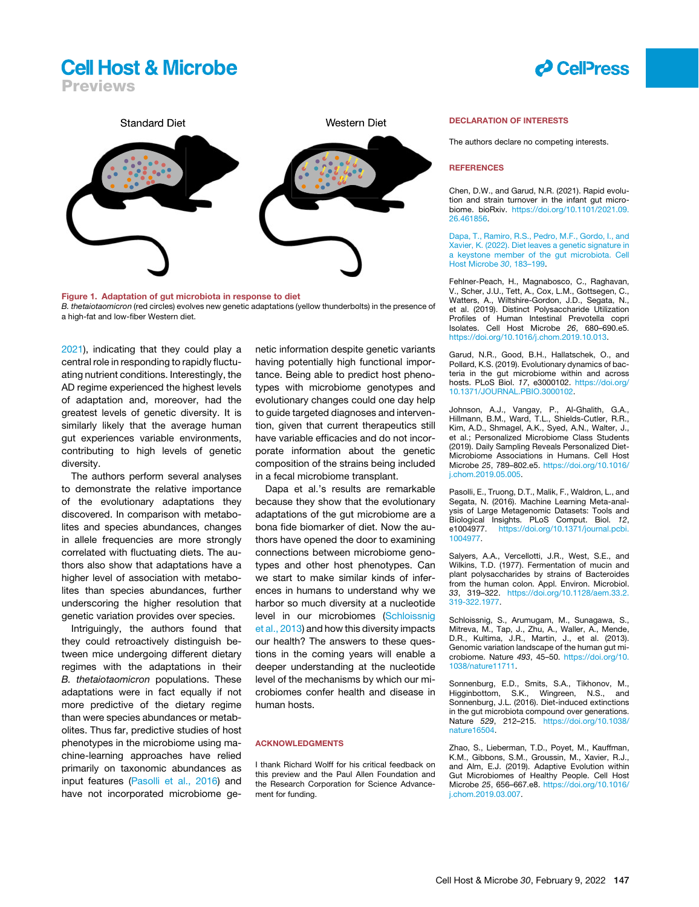Standard Diet

Western Diet

**Figure 1. Adaptation of gut microbiota in response to diet**

*B. thetaiotaomicron* (red circles) evolves new genetic adaptations (yellow thunderbolts) in the presence of a high-fat and low-fiber Western diet.

2021), indicating that they could play a central role in responding to rapidly fluctuating nutrient conditions. Interestingly, the AD regime experienced the highest levels of adaptation and, moreover, had the greatest levels of genetic diversity. It is similarly likely that the average human gut experiences variable environments, contributing to high levels of genetic diversity.

The authors perform several analyses to demonstrate the relative importance of the evolutionary adaptations they discovered. In comparison with metabolites and species abundances, changes in allele frequencies are more strongly correlated with fluctuating diets. The authors also show that adaptations have a higher level of association with metabolites than species abundances, further underscoring the higher resolution that genetic variation provides over species.

Intriguingly, the authors found that they could retroactively distinguish between mice undergoing different dietary regimes with the adaptations in their *B. thetaiotaomicron* populations. These adaptations were in fact equally if not more predictive of the dietary regime than were species abundances or metabolites. Thus far, predictive studies of host phenotypes in the microbiome using machine-learning approaches have relied primarily on taxonomic abundances as input features (Pasolli et al., 2016) and have not incorporated microbiome genetic information despite genetic variants having potentially high functional importance. Being able to predict host phenotypes with microbiome genotypes and evolutionary changes could one day help to guide targeted diagnoses and intervention, given that current therapeutics still have variable efficacies and do not incorporate information about the genetic composition of the strains being included in a fecal microbiome transplant.

Dapa et al.'s results are remarkable because they show that the evolutionary adaptations of the gut microbiome are a bona fide biomarker of diet. Now the authors have opened the door to examining connections between microbiome genotypes and other host phenotypes. Can we start to make similar kinds of inferences in humans to understand why we harbor so much diversity at a nucleotide level in our microbiomes (Schloissnig et al., 2013) and how this diversity impacts our health? The answers to these questions in the coming years will enable a deeper understanding at the nucleotide level of the mechanisms by which our microbiomes confer health and disease in human hosts.

## ACKNOWLEDGMENTS

I thank Richard Wolff for his critical feedback on this preview and the Paul Allen Foundation and the Research Corporation for Science Advancement for funding.

## DECLARATION OF INTERESTS

The authors declare no competing interests.

## REFERENCES

Chen, D.W., and Garud, N.R. (2021). Rapid evolution and strain turnover in the infant gut microbiome. bioRxiv. https://doi.org/10.1101/2021.09.26.461856.

Dapa, T., Ramiro, R.S., Pedro, M.F., Gordo, I., and Xavier, K. (2022). Diet leaves a genetic signature in a keystone member of the gut microbiota. Cell Host Microbe *30*, 183–199.

Fehlner-Peach, H., Magnabosco, C., Raghavan, V., Scher, J.U., Tett, A., Cox, L.M., Gottsegen, C., Watters, A., Wiltshire-Gordon, J.D., Segata, N., et al. (2019). Distinct Polysaccharide Utilization Profiles of Human Intestinal Prevotella copri Isolates. Cell Host Microbe *26*, 680–690.e5. https://doi.org/10.1016/j.chom.2019.10.013.

Garud, N.R., Good, B.H., Hallatschek, O., and Pollard, K.S. (2019). Evolutionary dynamics of bacteria in the gut microbiome within and across hosts. PLoS Biol. *17*, e3000102. https://doi.org/10.1371/JOURNAL.PBIO.3000102.

Johnson, A.J., Vangay, P., Al-Ghalith, G.A., Hillmann, B.M., Ward, T.L., Shields-Cutler, R.R., Kim, A.D., Shmagel, A.K., Syed, A.N., Walter, J., et al.; Personalized Microbiome Class Students (2019). Daily Sampling Reveals Personalized Diet-Microbiome Associations in Humans. Cell Host Microbe *25*, 789–802.e5. https://doi.org/10.1016/j.chom.2019.05.005.

Pasolli, E., Truong, D.T., Malik, F., Waldron, L., and Segata, N. (2016). Machine Learning Meta-analysis of Large Metagenomic Datasets: Tools and Biological Insights. PLoS Comput. Biol. *12*, e1004977. https://doi.org/10.1371/journal.pcbi.1004977.

Salyers, A.A., Vercellotti, J.R., West, S.E., and Wilkins, T.D. (1977). Fermentation of mucin and plant polysaccharides by strains of Bacteroides from the human colon. Appl. Environ. Microbiol. *33*, 319–322. https://doi.org/10.1128/aem.33.2.319-322.1977.

Schloissnig, S., Arumugam, M., Sunagawa, S., Mitreva, M., Tap, J., Zhu, A., Waller, A., Mende, D.R., Kultima, J.R., Martin, J., et al. (2013). Genomic variation landscape of the human gut microbiome. Nature *493*, 45–50. https://doi.org/10.1038/nature11711.

Sonnenburg, E.D., Smits, S.A., Tikhonov, M., Higginbottom, S.K., Wingreen, N.S., and Sonnenburg, J.L. (2016). Diet-induced extinctions in the gut microbiota compound over generations. Nature *529*, 212–215. https://doi.org/10.1038/nature16504.

Zhao, S., Lieberman, T.D., Poyet, M., Kauffman, K.M., Gibbons, S.M., Groussin, M., Xavier, R.J., and Alm, E.J. (2019). Adaptive Evolution within Gut Microbiomes of Healthy People. Cell Host Microbe *25*, 656–667.e8. https://doi.org/10.1016/j.chom.2019.03.007.